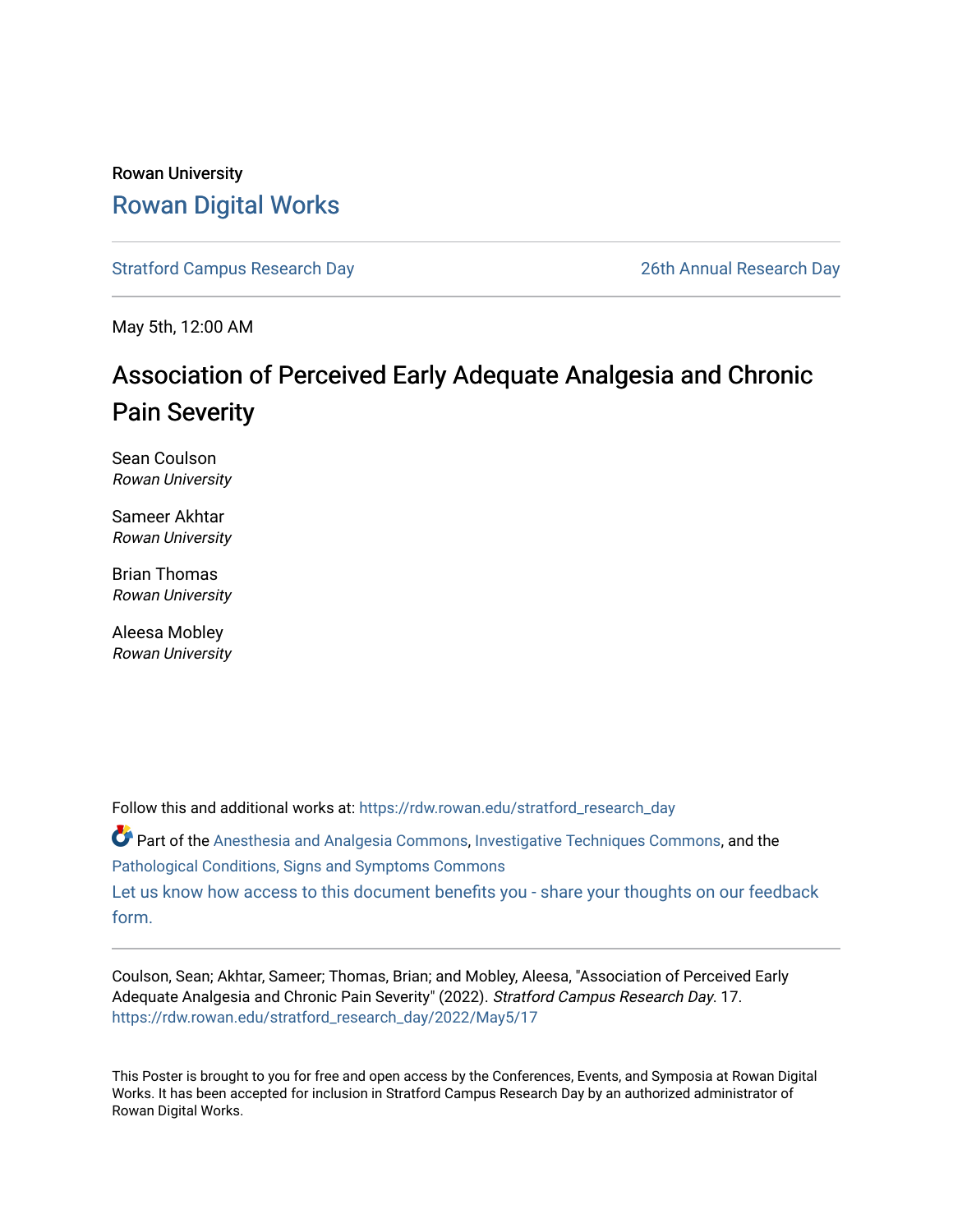Rowan University

# Rowan Digital Works

Stratford Campus Research Day

26th Annual Research Day

May 5th, 12:00 AM

## Association of Perceived Early Adequate Analgesia and Chronic Pain Severity

Sean Coulson
*Rowan University*

Sameer Akhtar
*Rowan University*

Brian Thomas
*Rowan University*

Aleesa Mobley
*Rowan University*

Follow this and additional works at: https://rdw.rowan.edu/stratford_research_day

Part of the Anesthesia and Analgesia Commons, Investigative Techniques Commons, and the Pathological Conditions, Signs and Symptoms Commons

Let us know how access to this document benefits you - share your thoughts on our feedback form.

Coulson, Sean; Akhtar, Sameer; Thomas, Brian; and Mobley, Aleesa, "Association of Perceived Early Adequate Analgesia and Chronic Pain Severity" (2022). *Stratford Campus Research Day*. 17.
https://rdw.rowan.edu/stratford_research_day/2022/May5/17

This Poster is brought to you for free and open access by the Conferences, Events, and Symposia at Rowan Digital Works. It has been accepted for inclusion in Stratford Campus Research Day by an authorized administrator of Rowan Digital Works.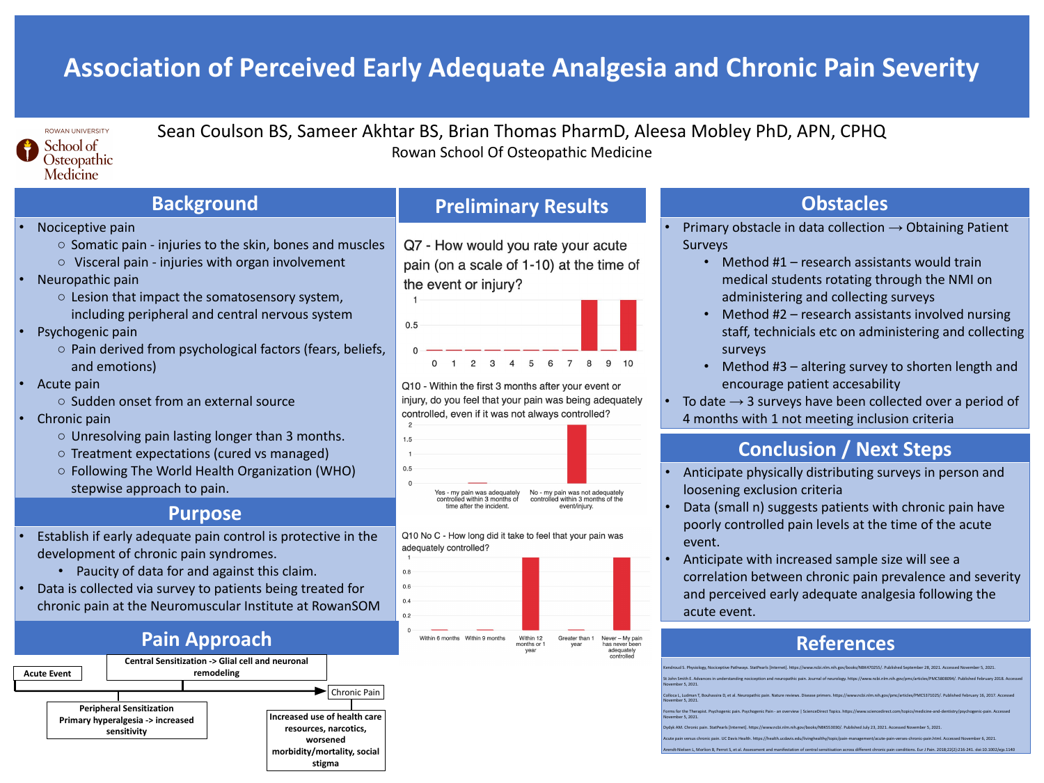# Association of Perceived Early Adequate Analgesia and Chronic Pain Severity

ROWAN UNIVERSITY School of Osteopathic Medicine

Sean Coulson BS, Sameer Akhtar BS, Brian Thomas PharmD, Aleesa Mobley PhD, APN, CPHQ

Rowan School Of Osteopathic Medicine

## Background

- Nociceptive pain
  - Somatic pain - injuries to the skin, bones and muscles
  - Visceral pain - injuries with organ involvement
- Neuropathic pain
  - Lesion that impact the somatosensory system, including peripheral and central nervous system
- Psychogenic pain
  - Pain derived from psychological factors (fears, beliefs, and emotions)
- Acute pain
  - Sudden onset from an external source
- Chronic pain
  - Unresolving pain lasting longer than 3 months.
  - Treatment expectations (cured vs managed)
  - Following The World Health Organization (WHO) stepwise approach to pain.

## Purpose

- Establish if early adequate pain control is protective in the development of chronic pain syndromes.
  - Paucity of data for and against this claim.
- Data is collected via survey to patients being treated for chronic pain at the Neuromuscular Institute at RowanSOM

## Pain Approach

Acute Event

Central Sensitization -> Glial cell and neuronal remodeling

Peripheral Sensitization
Primary hyperalgesia -> increased sensitivity

Chronic Pain

Increased use of health care resources, narcotics, worsened morbidity/mortality, social stigma

## Preliminary Results

Q7 - How would you rate your acute pain (on a scale of 1-10) at the time of the event or injury?

1
0.5
0
0 1 2 3 4 5 6 7 8 9 10

Q10 - Within the first 3 months after your event or injury, do you feel that your pain was being adequately controlled, even if it was not always controlled?

2
1.5
1
0.5
0

Yes - my pain was adequately controlled within 3 months of time after the incident.

No - my pain was not adequately controlled within 3 months of the event/injury.

Q10 No C - How long did it take to feel that your pain was adequately controlled?

1
0.8
0.6
0.4
0.2
0

Within 6 months
Within 9 months
Within 12 months or 1 year
Greater than 1 year
Never – My pain has never been adequately controlled

## Obstacles

- Primary obstacle in data collection → Obtaining Patient Surveys
  - Method #1 – research assistants would train medical students rotating through the NMI on administering and collecting surveys
  - Method #2 – research assistants involved nursing staff, technicials etc on administering and collecting surveys
  - Method #3 – altering survey to shorten length and encourage patient accesability
- To date → 3 surveys have been collected over a period of 4 months with 1 not meeting inclusion criteria

## Conclusion / Next Steps

- Anticipate physically distributing surveys in person and loosening exclusion criteria
- Data (small n) suggests patients with chronic pain have poorly controlled pain levels at the time of the acute event.
- Anticipate with increased sample size will see a correlation between chronic pain prevalence and severity and perceived early adequate analgesia following the acute event.

## References

Kendroud S. Physiology, Nociceptive Pathways. StatPearls [Internet]. https://www.ncbi.nlm.nih.gov/books/NBK470255/. Published September 28, 2021. Accessed November 5, 2021.

St John Smith E. Advances in understanding nociception and neuropathic pain. Journal of neurology. https://www.ncbi.nlm.nih.gov/pmc/articles/PMC5808094/. Published February 2018. Accessed November 5, 2021.

Colloca L, Ludman T, Bouhassira D, et al. Neuropathic pain. Nature reviews. Disease primers. https://www.ncbi.nlm.nih.gov/pmc/articles/PMC5371025/. Published February 16, 2017. Accessed November 5, 2021.

Forms for the Therapist. Psychogenic pain. Psychogenic Pain - an overview | ScienceDirect Topics. https://www.sciencedirect.com/topics/medicine-and-dentistry/psychogenic-pain. Accessed November 5, 2021.

Dydyk AM. Chronic pain. StatPearls [Internet]. https://www.ncbi.nlm.nih.gov/books/NBK553030/. Published July 23, 2021. Accessed November 5, 2021.

Acute pain versus chronic pain. UC Davis Health. https://health.ucdavis.edu/livinghealthy/topic/pain-management/acute-pain-verses-chronic-pain.html. Accessed November 6, 2021.

Arendt-Nielsen L, Morlion B, Perrot S, et al. Assessment and manifestation of central sensitisation across different chronic pain conditions. Eur J Pain. 2018;22(2):216-241. doi:10.1002/ejp.1140